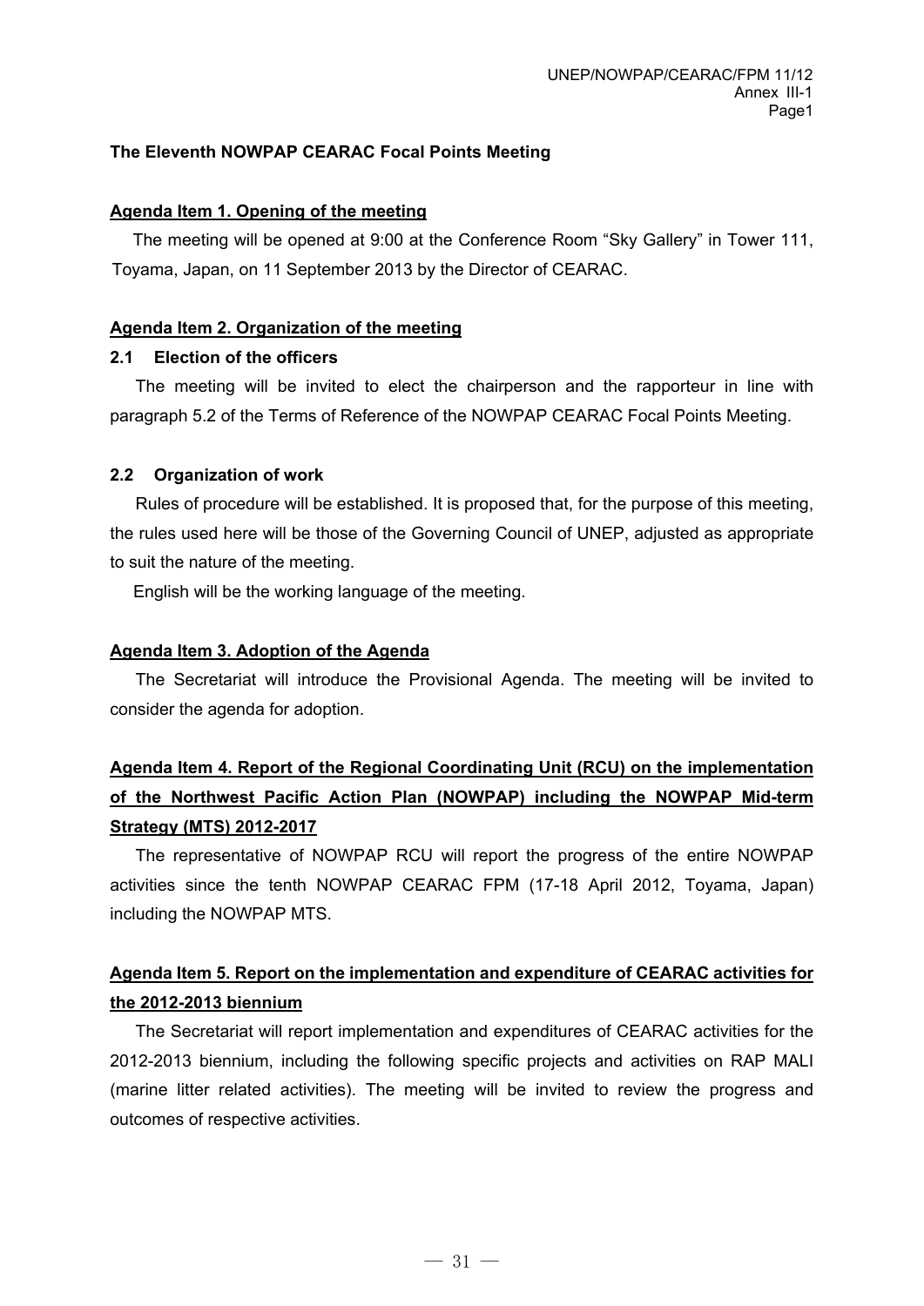## The Eleventh NOWPAP CEARAC Focal Points Meeting

### Agenda Item 1. Opening of the meeting

The meeting will be opened at 9:00 at the Conference Room "Sky Gallery" in Tower 111, Toyama, Japan, on 11 September 2013 by the Director of CEARAC.

### Agenda Item 2. Organization of the meeting

#### 2.1 Election of the officers

The meeting will be invited to elect the chairperson and the rapporteur in line with paragraph 5.2 of the Terms of Reference of the NOWPAP CEARAC Focal Points Meeting.

#### 2.2 Organization of work

Rules of procedure will be established. It is proposed that, for the purpose of this meeting, the rules used here will be those of the Governing Council of UNEP, adjusted as appropriate to suit the nature of the meeting.

English will be the working language of the meeting.

### Agenda Item 3. Adoption of the Agenda

The Secretariat will introduce the Provisional Agenda. The meeting will be invited to consider the agenda for adoption.

### Agenda Item 4. Report of the Regional Coordinating Unit (RCU) on the implementation of the Northwest Pacific Action Plan (NOWPAP) including the NOWPAP Mid-term Strategy (MTS) 2012-2017

The representative of NOWPAP RCU will report the progress of the entire NOWPAP activities since the tenth NOWPAP CEARAC FPM (17-18 April 2012, Toyama, Japan) including the NOWPAP MTS.

### Agenda Item 5. Report on the implementation and expenditure of CEARAC activities for the 2012-2013 biennium

The Secretariat will report implementation and expenditures of CEARAC activities for the 2012-2013 biennium, including the following specific projects and activities on RAP MALI (marine litter related activities). The meeting will be invited to review the progress and outcomes of respective activities.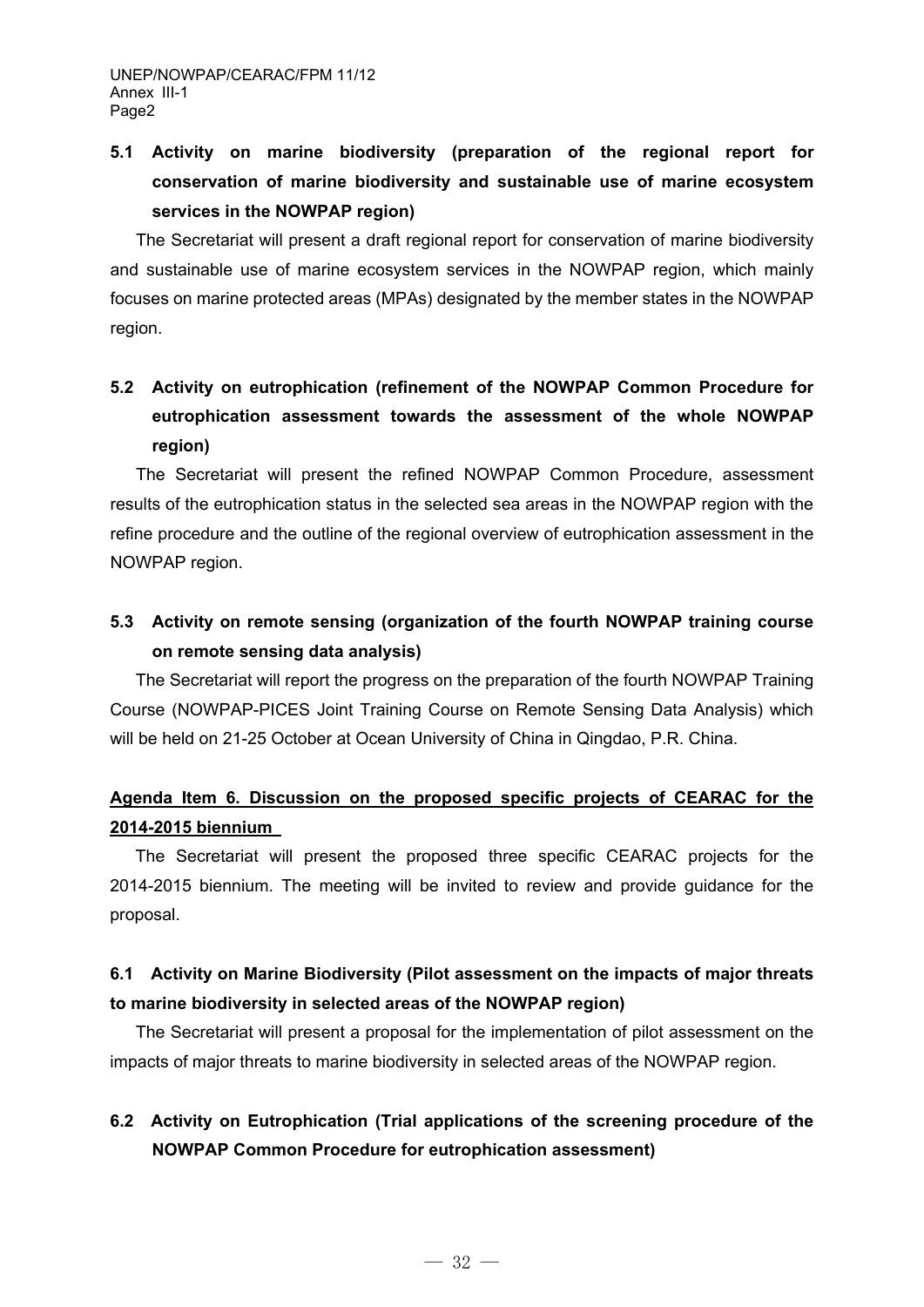### 5.1 Activity on marine biodiversity (preparation of the regional report for conservation of marine biodiversity and sustainable use of marine ecosystem services in the NOWPAP region)

The Secretariat will present a draft regional report for conservation of marine biodiversity and sustainable use of marine ecosystem services in the NOWPAP region, which mainly focuses on marine protected areas (MPAs) designated by the member states in the NOWPAP region.

### 5.2 Activity on eutrophication (refinement of the NOWPAP Common Procedure for eutrophication assessment towards the assessment of the whole NOWPAP region)

The Secretariat will present the refined NOWPAP Common Procedure, assessment results of the eutrophication status in the selected sea areas in the NOWPAP region with the refine procedure and the outline of the regional overview of eutrophication assessment in the NOWPAP region.

### 5.3 Activity on remote sensing (organization of the fourth NOWPAP training course on remote sensing data analysis)

The Secretariat will report the progress on the preparation of the fourth NOWPAP Training Course (NOWPAP-PICES Joint Training Course on Remote Sensing Data Analysis) which will be held on 21-25 October at Ocean University of China in Qingdao, P.R. China.

## Agenda Item 6. Discussion on the proposed specific projects of CEARAC for the 2014-2015 biennium

The Secretariat will present the proposed three specific CEARAC projects for the 2014-2015 biennium. The meeting will be invited to review and provide guidance for the proposal.

### 6.1 Activity on Marine Biodiversity (Pilot assessment on the impacts of major threats to marine biodiversity in selected areas of the NOWPAP region)

The Secretariat will present a proposal for the implementation of pilot assessment on the impacts of major threats to marine biodiversity in selected areas of the NOWPAP region.

### 6.2 Activity on Eutrophication (Trial applications of the screening procedure of the NOWPAP Common Procedure for eutrophication assessment)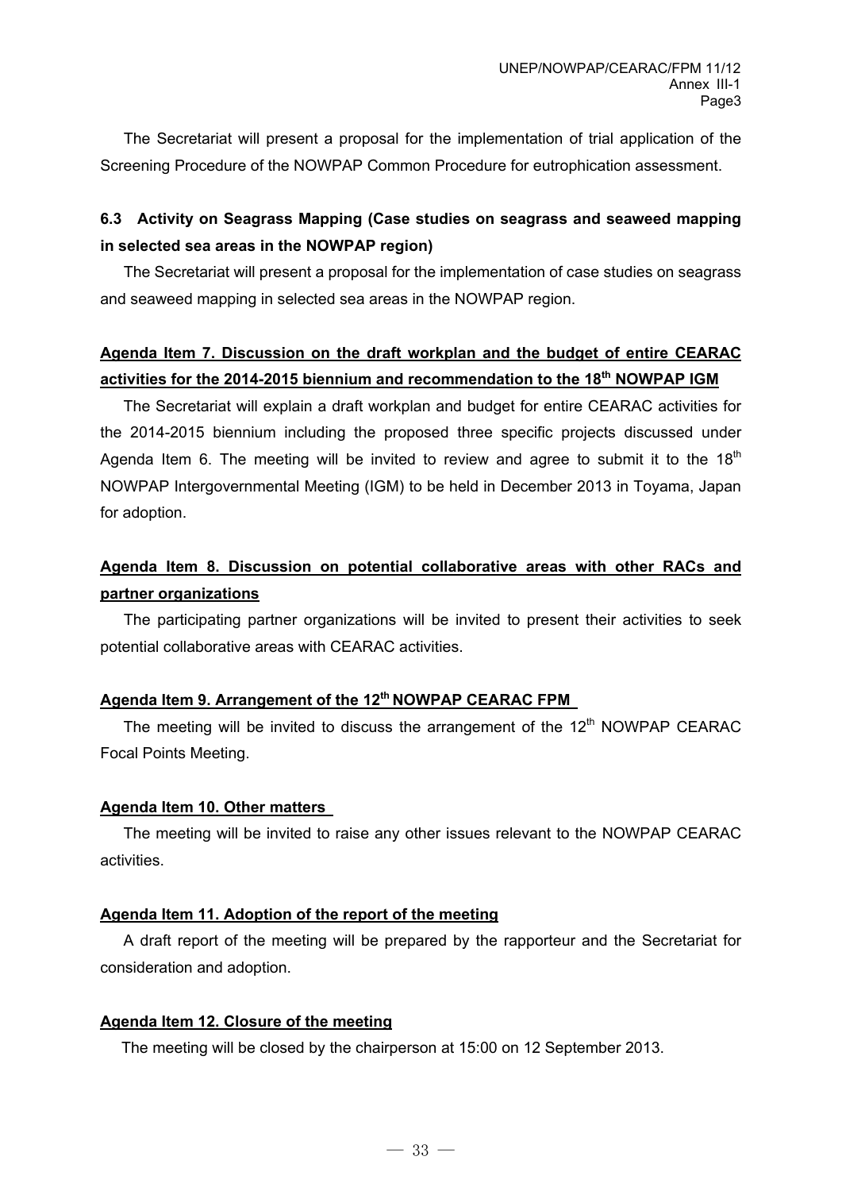The Secretariat will present a proposal for the implementation of trial application of the Screening Procedure of the NOWPAP Common Procedure for eutrophication assessment.

### 6.3 Activity on Seagrass Mapping (Case studies on seagrass and seaweed mapping in selected sea areas in the NOWPAP region)

The Secretariat will present a proposal for the implementation of case studies on seagrass and seaweed mapping in selected sea areas in the NOWPAP region.

## Agenda Item 7. Discussion on the draft workplan and the budget of entire CEARAC activities for the 2014-2015 biennium and recommendation to the 18th NOWPAP IGM

The Secretariat will explain a draft workplan and budget for entire CEARAC activities for the 2014-2015 biennium including the proposed three specific projects discussed under Agenda Item 6. The meeting will be invited to review and agree to submit it to the 18th NOWPAP Intergovernmental Meeting (IGM) to be held in December 2013 in Toyama, Japan for adoption.

## Agenda Item 8. Discussion on potential collaborative areas with other RACs and partner organizations

The participating partner organizations will be invited to present their activities to seek potential collaborative areas with CEARAC activities.

## Agenda Item 9. Arrangement of the 12th NOWPAP CEARAC FPM

The meeting will be invited to discuss the arrangement of the 12th NOWPAP CEARAC Focal Points Meeting.

## Agenda Item 10. Other matters

The meeting will be invited to raise any other issues relevant to the NOWPAP CEARAC activities.

## Agenda Item 11. Adoption of the report of the meeting

A draft report of the meeting will be prepared by the rapporteur and the Secretariat for consideration and adoption.

## Agenda Item 12. Closure of the meeting

The meeting will be closed by the chairperson at 15:00 on 12 September 2013.